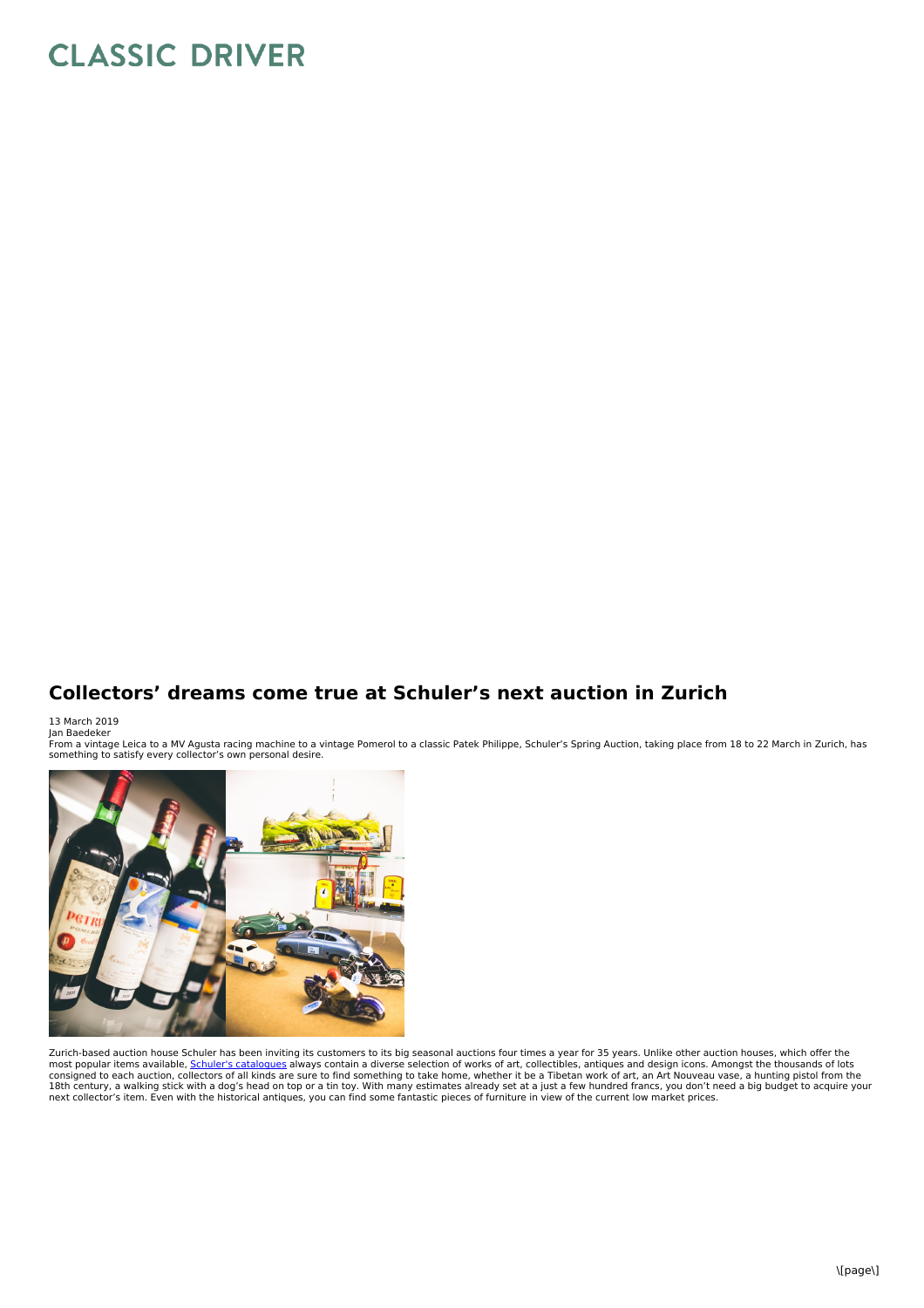# Collectors' dreams come true at Schuler's next auction in Zurich

13 March 2019
Jan Baedeker

From a vintage Leica to a MV Agusta racing machine to a vintage Pomerol to a classic Patek Philippe, Schuler's Spring Auction, taking place from 18 to 22 March in Zurich, has something to satisfy every collector's own personal desire.

Zurich-based auction house Schuler has been inviting its customers to its big seasonal auctions four times a year for 35 years. Unlike other auction houses, which offer the most popular items available, Schuler's catalogues always contain a diverse selection of works of art, collectibles, antiques and design icons. Amongst the thousands of lots consigned to each auction, collectors of all kinds are sure to find something to take home, whether it be a Tibetan work of art, an Art Nouveau vase, a hunting pistol from the 18th century, a walking stick with a dog's head on top or a tin toy. With many estimates already set at a just a few hundred francs, you don't need a big budget to acquire your next collector's item. Even with the historical antiques, you can find some fantastic pieces of furniture in view of the current low market prices.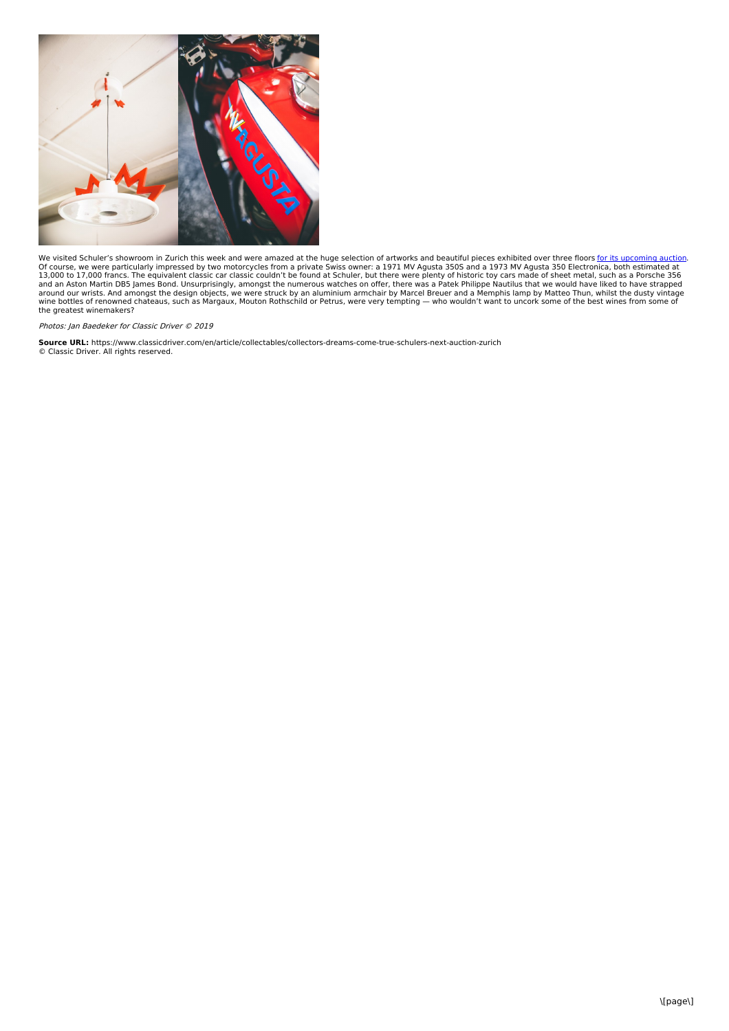We visited Schuler's showroom in Zurich this week and were amazed at the huge selection of artworks and beautiful pieces exhibited over three floors [for its upcoming auction](). Of course, we were particularly impressed by two motorcycles from a private Swiss owner: a 1971 MV Agusta 350S and a 1973 MV Agusta 350 Electronica, both estimated at 13,000 to 17,000 francs. The equivalent classic car classic couldn't be found at Schuler, but there were plenty of historic toy cars made of sheet metal, such as a Porsche 356 and an Aston Martin DB5 James Bond. Unsurprisingly, amongst the numerous watches on offer, there was a Patek Philippe Nautilus that we would have liked to have strapped around our wrists. And amongst the design objects, we were struck by an aluminium armchair by Marcel Breuer and a Memphis lamp by Matteo Thun, whilst the dusty vintage wine bottles of renowned chateaus, such as Margaux, Mouton Rothschild or Petrus, were very tempting — who wouldn't want to uncork some of the best wines from some of the greatest winemakers?

*Photos: Jan Baedeker for Classic Driver © 2019*

**Source URL:** https://www.classicdriver.com/en/article/collectables/collectors-dreams-come-true-schulers-next-auction-zurich
© Classic Driver. All rights reserved.